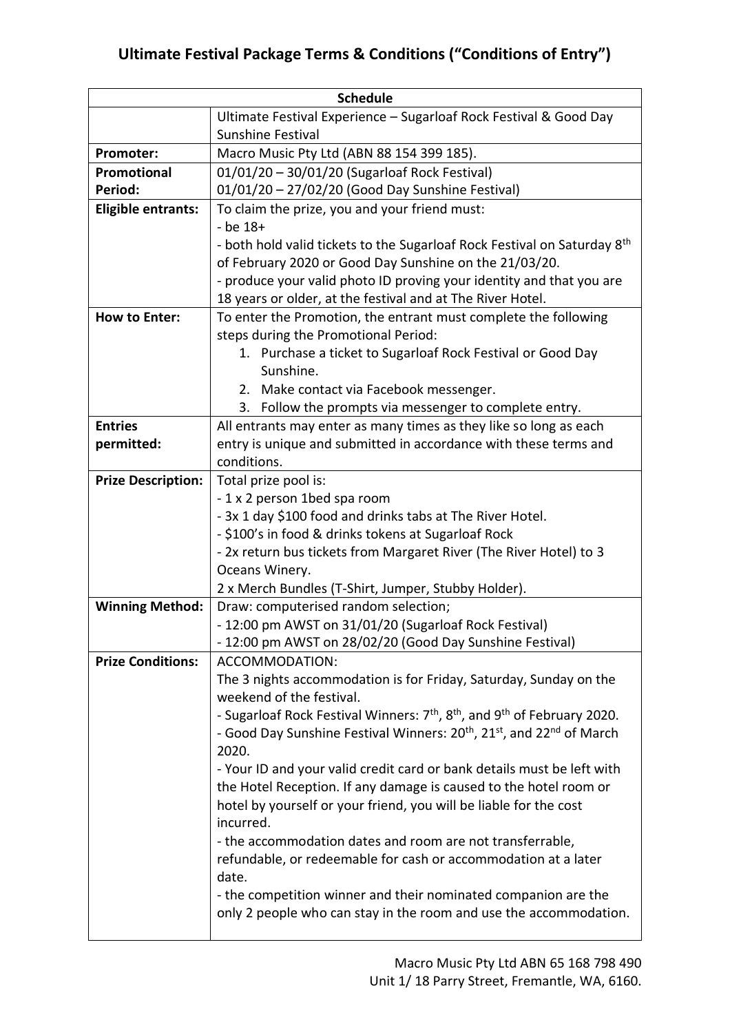# Ultimate Festival Package Terms & Conditions ("Conditions of Entry")

| Schedule | |
|---|---|
| | Ultimate Festival Experience – Sugarloaf Rock Festival & Good Day Sunshine Festival |
| **Promoter:** | Macro Music Pty Ltd (ABN 88 154 399 185). |
| **Promotional Period:** | 01/01/20 – 30/01/20 (Sugarloaf Rock Festival)<br>01/01/20 – 27/02/20 (Good Day Sunshine Festival) |
| **Eligible entrants:** | To claim the prize, you and your friend must:<br>- be 18+<br>- both hold valid tickets to the Sugarloaf Rock Festival on Saturday 8th of February 2020 or Good Day Sunshine on the 21/03/20.<br>- produce your valid photo ID proving your identity and that you are 18 years or older, at the festival and at The River Hotel. |
| **How to Enter:** | To enter the Promotion, the entrant must complete the following steps during the Promotional Period:<br>1. Purchase a ticket to Sugarloaf Rock Festival or Good Day Sunshine.<br>2. Make contact via Facebook messenger.<br>3. Follow the prompts via messenger to complete entry. |
| **Entries permitted:** | All entrants may enter as many times as they like so long as each entry is unique and submitted in accordance with these terms and conditions. |
| **Prize Description:** | Total prize pool is:<br>- 1 x 2 person 1bed spa room<br>- 3x 1 day $100 food and drinks tabs at The River Hotel.<br>- $100's in food & drinks tokens at Sugarloaf Rock<br>- 2x return bus tickets from Margaret River (The River Hotel) to 3 Oceans Winery.<br>2 x Merch Bundles (T-Shirt, Jumper, Stubby Holder). |
| **Winning Method:** | Draw: computerised random selection;<br>- 12:00 pm AWST on 31/01/20 (Sugarloaf Rock Festival)<br>- 12:00 pm AWST on 28/02/20 (Good Day Sunshine Festival) |
| **Prize Conditions:** | ACCOMMODATION:<br>The 3 nights accommodation is for Friday, Saturday, Sunday on the weekend of the festival.<br>- Sugarloaf Rock Festival Winners: 7th, 8th, and 9th of February 2020.<br>- Good Day Sunshine Festival Winners: 20th, 21st, and 22nd of March 2020.<br>- Your ID and your valid credit card or bank details must be left with the Hotel Reception. If any damage is caused to the hotel room or hotel by yourself or your friend, you will be liable for the cost incurred.<br>- the accommodation dates and room are not transferrable, refundable, or redeemable for cash or accommodation at a later date.<br>- the competition winner and their nominated companion are the only 2 people who can stay in the room and use the accommodation. |

Macro Music Pty Ltd ABN 65 168 798 490
Unit 1/ 18 Parry Street, Fremantle, WA, 6160.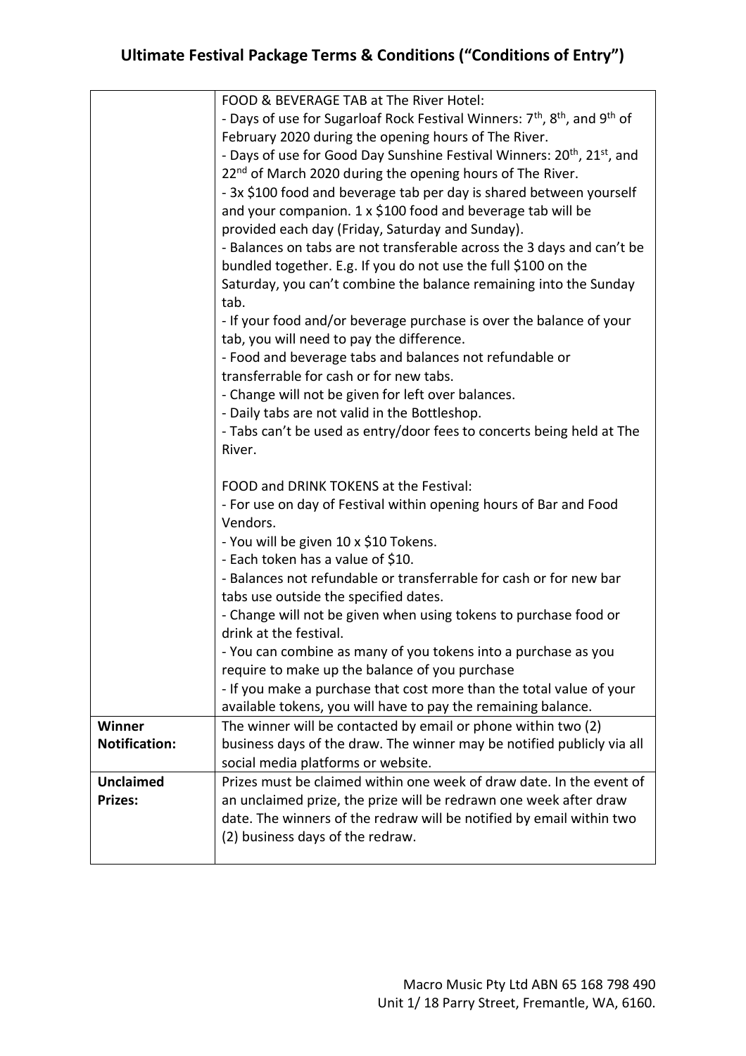# Ultimate Festival Package Terms & Conditions ("Conditions of Entry")

| | |
|---|---|
| | FOOD & BEVERAGE TAB at The River Hotel:<br>- Days of use for Sugarloaf Rock Festival Winners: 7th, 8th, and 9th of February 2020 during the opening hours of The River.<br>- Days of use for Good Day Sunshine Festival Winners: 20th, 21st, and 22nd of March 2020 during the opening hours of The River.<br>- 3x $100 food and beverage tab per day is shared between yourself and your companion. 1 x $100 food and beverage tab will be provided each day (Friday, Saturday and Sunday).<br>- Balances on tabs are not transferable across the 3 days and can't be bundled together. E.g. If you do not use the full $100 on the Saturday, you can't combine the balance remaining into the Sunday tab.<br>- If your food and/or beverage purchase is over the balance of your tab, you will need to pay the difference.<br>- Food and beverage tabs and balances not refundable or transferrable for cash or for new tabs.<br>- Change will not be given for left over balances.<br>- Daily tabs are not valid in the Bottleshop.<br>- Tabs can't be used as entry/door fees to concerts being held at The River.<br><br>FOOD and DRINK TOKENS at the Festival:<br>- For use on day of Festival within opening hours of Bar and Food Vendors.<br>- You will be given 10 x $10 Tokens.<br>- Each token has a value of $10.<br>- Balances not refundable or transferrable for cash or for new bar tabs use outside the specified dates.<br>- Change will not be given when using tokens to purchase food or drink at the festival.<br>- You can combine as many of you tokens into a purchase as you require to make up the balance of you purchase<br>- If you make a purchase that cost more than the total value of your available tokens, you will have to pay the remaining balance. |
| **Winner Notification:** | The winner will be contacted by email or phone within two (2) business days of the draw. The winner may be notified publicly via all social media platforms or website. |
| **Unclaimed Prizes:** | Prizes must be claimed within one week of draw date. In the event of an unclaimed prize, the prize will be redrawn one week after draw date. The winners of the redraw will be notified by email within two (2) business days of the redraw. |

Macro Music Pty Ltd ABN 65 168 798 490
Unit 1/ 18 Parry Street, Fremantle, WA, 6160.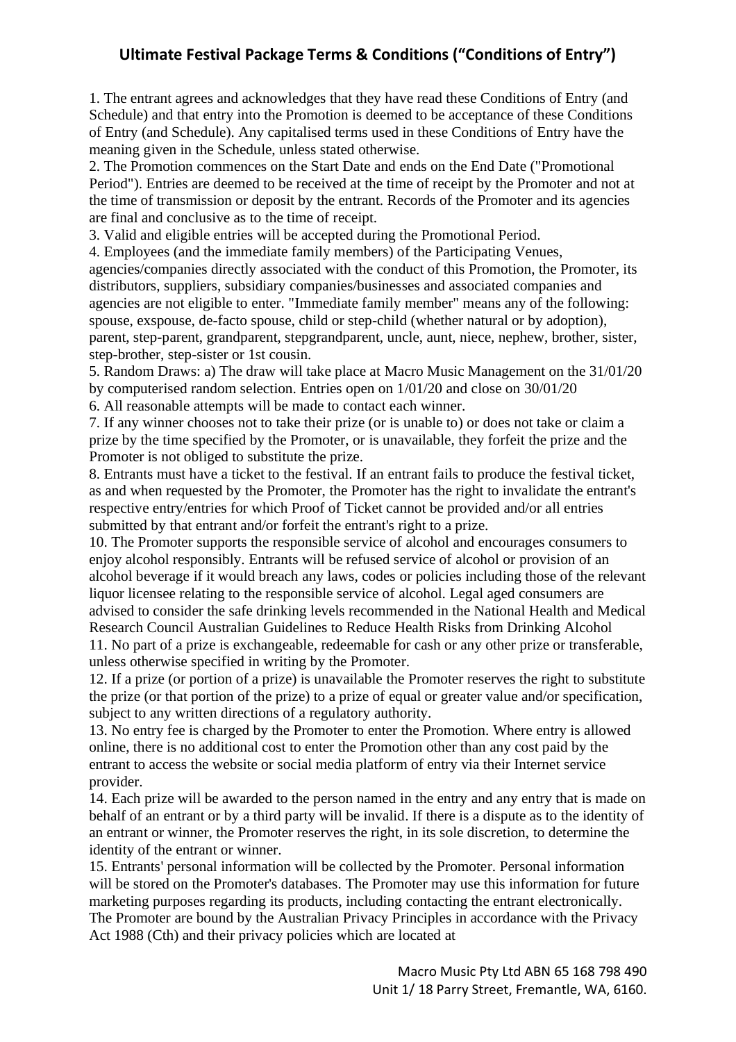# Ultimate Festival Package Terms & Conditions ("Conditions of Entry")

1. The entrant agrees and acknowledges that they have read these Conditions of Entry (and Schedule) and that entry into the Promotion is deemed to be acceptance of these Conditions of Entry (and Schedule). Any capitalised terms used in these Conditions of Entry have the meaning given in the Schedule, unless stated otherwise.
2. The Promotion commences on the Start Date and ends on the End Date ("Promotional Period"). Entries are deemed to be received at the time of receipt by the Promoter and not at the time of transmission or deposit by the entrant. Records of the Promoter and its agencies are final and conclusive as to the time of receipt.
3. Valid and eligible entries will be accepted during the Promotional Period.
4. Employees (and the immediate family members) of the Participating Venues, agencies/companies directly associated with the conduct of this Promotion, the Promoter, its distributors, suppliers, subsidiary companies/businesses and associated companies and agencies are not eligible to enter. "Immediate family member" means any of the following: spouse, exspouse, de-facto spouse, child or step-child (whether natural or by adoption), parent, step-parent, grandparent, stepgrandparent, uncle, aunt, niece, nephew, brother, sister, step-brother, step-sister or 1st cousin.
5. Random Draws: a) The draw will take place at Macro Music Management on the 31/01/20 by computerised random selection. Entries open on 1/01/20 and close on 30/01/20
6. All reasonable attempts will be made to contact each winner.
7. If any winner chooses not to take their prize (or is unable to) or does not take or claim a prize by the time specified by the Promoter, or is unavailable, they forfeit the prize and the Promoter is not obliged to substitute the prize.
8. Entrants must have a ticket to the festival. If an entrant fails to produce the festival ticket, as and when requested by the Promoter, the Promoter has the right to invalidate the entrant's respective entry/entries for which Proof of Ticket cannot be provided and/or all entries submitted by that entrant and/or forfeit the entrant's right to a prize.
10. The Promoter supports the responsible service of alcohol and encourages consumers to enjoy alcohol responsibly. Entrants will be refused service of alcohol or provision of an alcohol beverage if it would breach any laws, codes or policies including those of the relevant liquor licensee relating to the responsible service of alcohol. Legal aged consumers are advised to consider the safe drinking levels recommended in the National Health and Medical Research Council Australian Guidelines to Reduce Health Risks from Drinking Alcohol
11. No part of a prize is exchangeable, redeemable for cash or any other prize or transferable, unless otherwise specified in writing by the Promoter.
12. If a prize (or portion of a prize) is unavailable the Promoter reserves the right to substitute the prize (or that portion of the prize) to a prize of equal or greater value and/or specification, subject to any written directions of a regulatory authority.
13. No entry fee is charged by the Promoter to enter the Promotion. Where entry is allowed online, there is no additional cost to enter the Promotion other than any cost paid by the entrant to access the website or social media platform of entry via their Internet service provider.
14. Each prize will be awarded to the person named in the entry and any entry that is made on behalf of an entrant or by a third party will be invalid. If there is a dispute as to the identity of an entrant or winner, the Promoter reserves the right, in its sole discretion, to determine the identity of the entrant or winner.
15. Entrants' personal information will be collected by the Promoter. Personal information will be stored on the Promoter's databases. The Promoter may use this information for future marketing purposes regarding its products, including contacting the entrant electronically. The Promoter are bound by the Australian Privacy Principles in accordance with the Privacy Act 1988 (Cth) and their privacy policies which are located at

Macro Music Pty Ltd ABN 65 168 798 490
Unit 1/ 18 Parry Street, Fremantle, WA, 6160.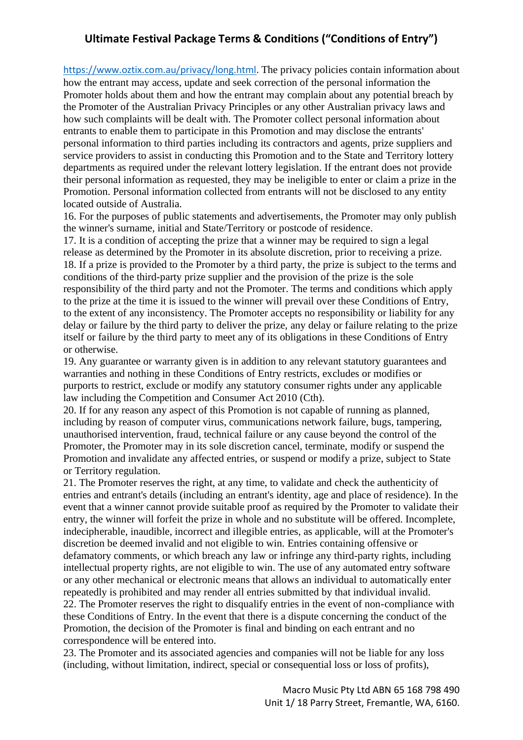https://www.oztix.com.au/privacy/long.html. The privacy policies contain information about how the entrant may access, update and seek correction of the personal information the Promoter holds about them and how the entrant may complain about any potential breach by the Promoter of the Australian Privacy Principles or any other Australian privacy laws and how such complaints will be dealt with. The Promoter collect personal information about entrants to enable them to participate in this Promotion and may disclose the entrants' personal information to third parties including its contractors and agents, prize suppliers and service providers to assist in conducting this Promotion and to the State and Territory lottery departments as required under the relevant lottery legislation. If the entrant does not provide their personal information as requested, they may be ineligible to enter or claim a prize in the Promotion. Personal information collected from entrants will not be disclosed to any entity located outside of Australia.

16. For the purposes of public statements and advertisements, the Promoter may only publish the winner's surname, initial and State/Territory or postcode of residence.

17. It is a condition of accepting the prize that a winner may be required to sign a legal release as determined by the Promoter in its absolute discretion, prior to receiving a prize.

18. If a prize is provided to the Promoter by a third party, the prize is subject to the terms and conditions of the third-party prize supplier and the provision of the prize is the sole responsibility of the third party and not the Promoter. The terms and conditions which apply to the prize at the time it is issued to the winner will prevail over these Conditions of Entry, to the extent of any inconsistency. The Promoter accepts no responsibility or liability for any delay or failure by the third party to deliver the prize, any delay or failure relating to the prize itself or failure by the third party to meet any of its obligations in these Conditions of Entry or otherwise.

19. Any guarantee or warranty given is in addition to any relevant statutory guarantees and warranties and nothing in these Conditions of Entry restricts, excludes or modifies or purports to restrict, exclude or modify any statutory consumer rights under any applicable law including the Competition and Consumer Act 2010 (Cth).

20. If for any reason any aspect of this Promotion is not capable of running as planned, including by reason of computer virus, communications network failure, bugs, tampering, unauthorised intervention, fraud, technical failure or any cause beyond the control of the Promoter, the Promoter may in its sole discretion cancel, terminate, modify or suspend the Promotion and invalidate any affected entries, or suspend or modify a prize, subject to State or Territory regulation.

21. The Promoter reserves the right, at any time, to validate and check the authenticity of entries and entrant's details (including an entrant's identity, age and place of residence). In the event that a winner cannot provide suitable proof as required by the Promoter to validate their entry, the winner will forfeit the prize in whole and no substitute will be offered. Incomplete, indecipherable, inaudible, incorrect and illegible entries, as applicable, will at the Promoter's discretion be deemed invalid and not eligible to win. Entries containing offensive or defamatory comments, or which breach any law or infringe any third-party rights, including intellectual property rights, are not eligible to win. The use of any automated entry software or any other mechanical or electronic means that allows an individual to automatically enter repeatedly is prohibited and may render all entries submitted by that individual invalid.

22. The Promoter reserves the right to disqualify entries in the event of non-compliance with these Conditions of Entry. In the event that there is a dispute concerning the conduct of the Promotion, the decision of the Promoter is final and binding on each entrant and no correspondence will be entered into.

23. The Promoter and its associated agencies and companies will not be liable for any loss (including, without limitation, indirect, special or consequential loss or loss of profits),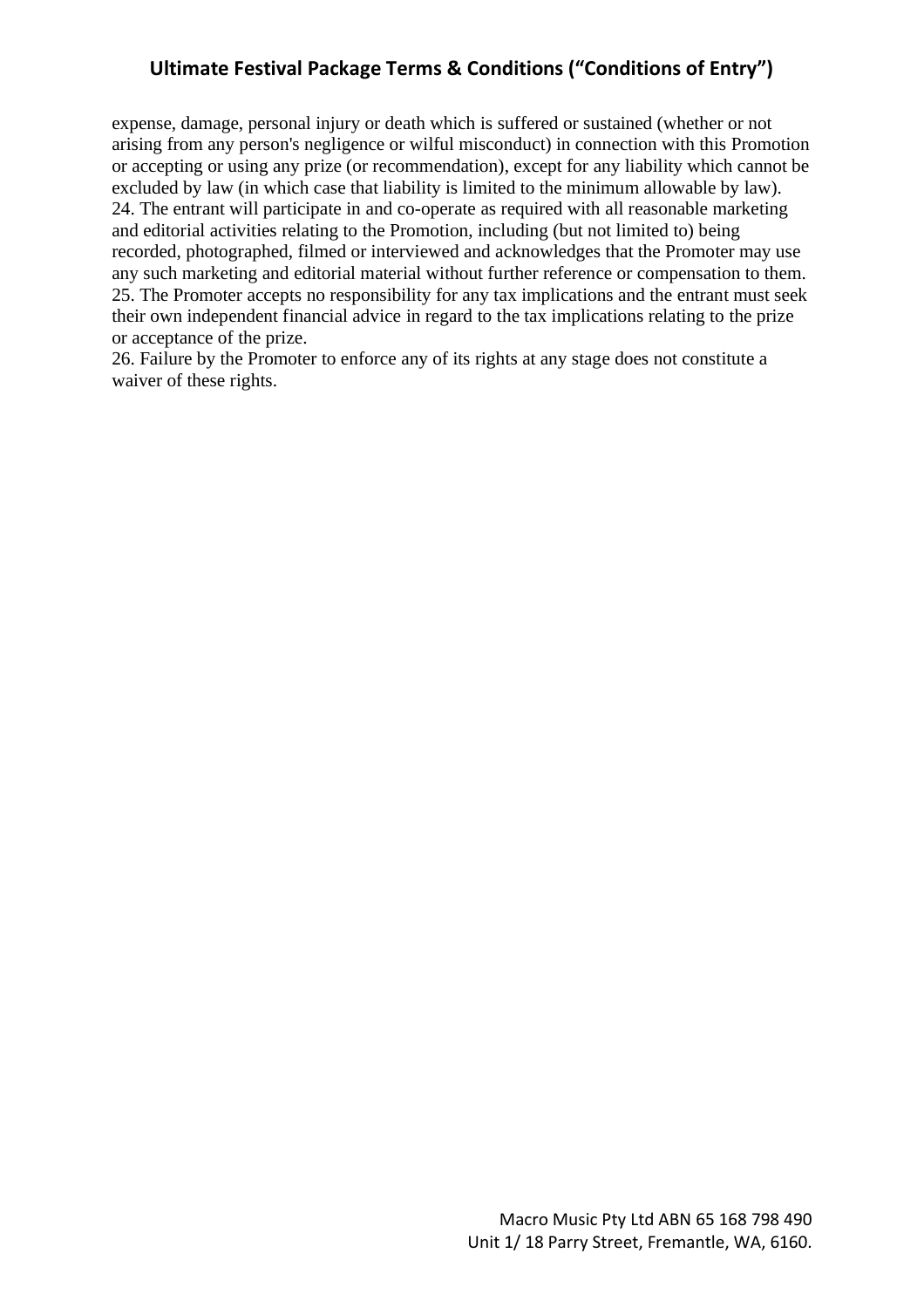expense, damage, personal injury or death which is suffered or sustained (whether or not arising from any person's negligence or wilful misconduct) in connection with this Promotion or accepting or using any prize (or recommendation), except for any liability which cannot be excluded by law (in which case that liability is limited to the minimum allowable by law).

24. The entrant will participate in and co-operate as required with all reasonable marketing and editorial activities relating to the Promotion, including (but not limited to) being recorded, photographed, filmed or interviewed and acknowledges that the Promoter may use any such marketing and editorial material without further reference or compensation to them.

25. The Promoter accepts no responsibility for any tax implications and the entrant must seek their own independent financial advice in regard to the tax implications relating to the prize or acceptance of the prize.

26. Failure by the Promoter to enforce any of its rights at any stage does not constitute a waiver of these rights.